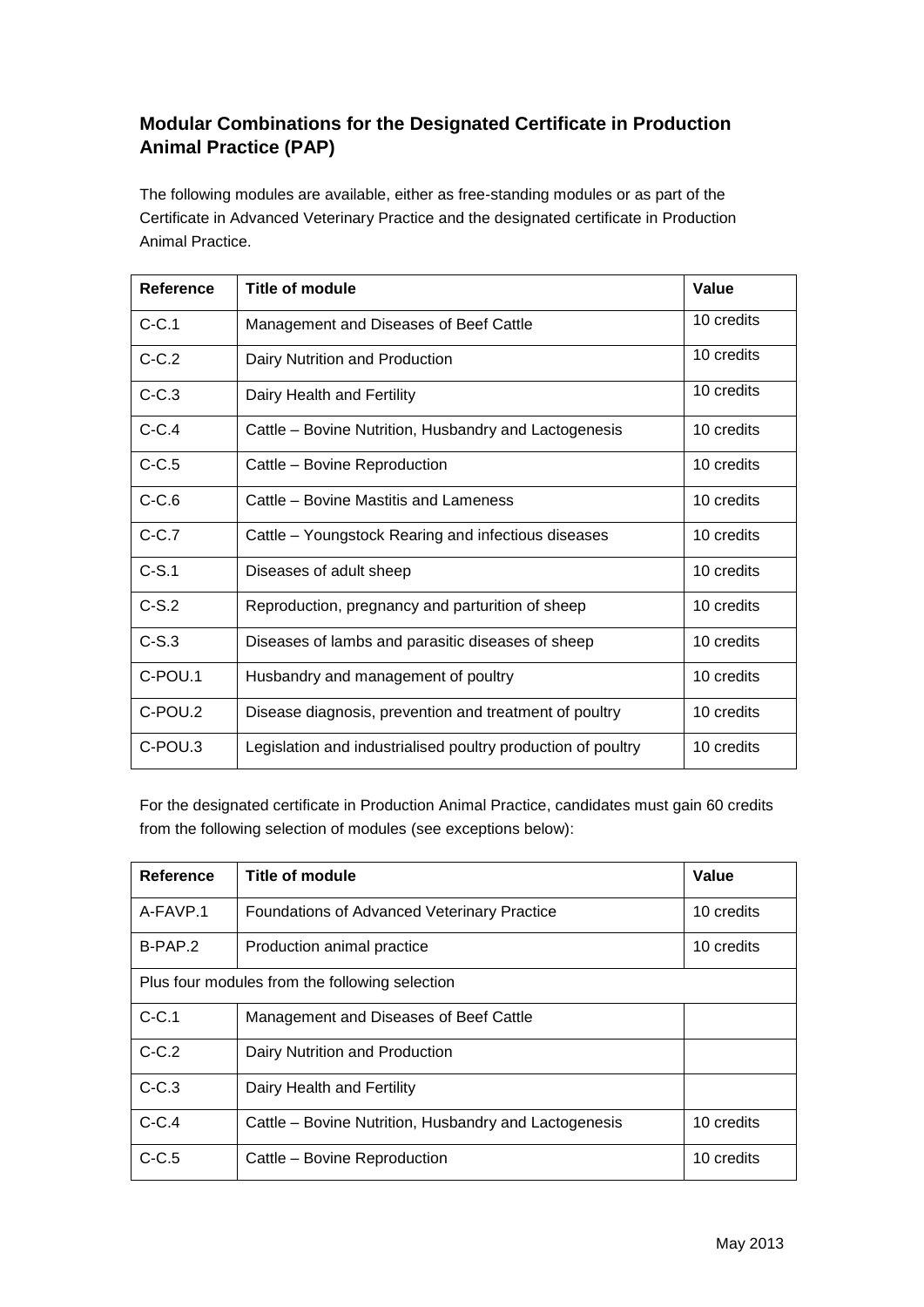## Modular Combinations for the Designated Certificate in Production Animal Practice (PAP)

The following modules are available, either as free-standing modules or as part of the Certificate in Advanced Veterinary Practice and the designated certificate in Production Animal Practice.

| Reference | Title of module | Value |
|---|---|---|
| C-C.1 | Management and Diseases of Beef Cattle | 10 credits |
| C-C.2 | Dairy Nutrition and Production | 10 credits |
| C-C.3 | Dairy Health and Fertility | 10 credits |
| C-C.4 | Cattle – Bovine Nutrition, Husbandry and Lactogenesis | 10 credits |
| C-C.5 | Cattle – Bovine Reproduction | 10 credits |
| C-C.6 | Cattle – Bovine Mastitis and Lameness | 10 credits |
| C-C.7 | Cattle – Youngstock Rearing and infectious diseases | 10 credits |
| C-S.1 | Diseases of adult sheep | 10 credits |
| C-S.2 | Reproduction, pregnancy and parturition of sheep | 10 credits |
| C-S.3 | Diseases of lambs and parasitic diseases of sheep | 10 credits |
| C-POU.1 | Husbandry and management of poultry | 10 credits |
| C-POU.2 | Disease diagnosis, prevention and treatment of poultry | 10 credits |
| C-POU.3 | Legislation and industrialised poultry production of poultry | 10 credits |

For the designated certificate in Production Animal Practice, candidates must gain 60 credits from the following selection of modules (see exceptions below):

| Reference | Title of module | Value |
|---|---|---|
| A-FAVP.1 | Foundations of Advanced Veterinary Practice | 10 credits |
| B-PAP.2 | Production animal practice | 10 credits |
| Plus four modules from the following selection | | |
| C-C.1 | Management and Diseases of Beef Cattle | |
| C-C.2 | Dairy Nutrition and Production | |
| C-C.3 | Dairy Health and Fertility | |
| C-C.4 | Cattle – Bovine Nutrition, Husbandry and Lactogenesis | 10 credits |
| C-C.5 | Cattle – Bovine Reproduction | 10 credits |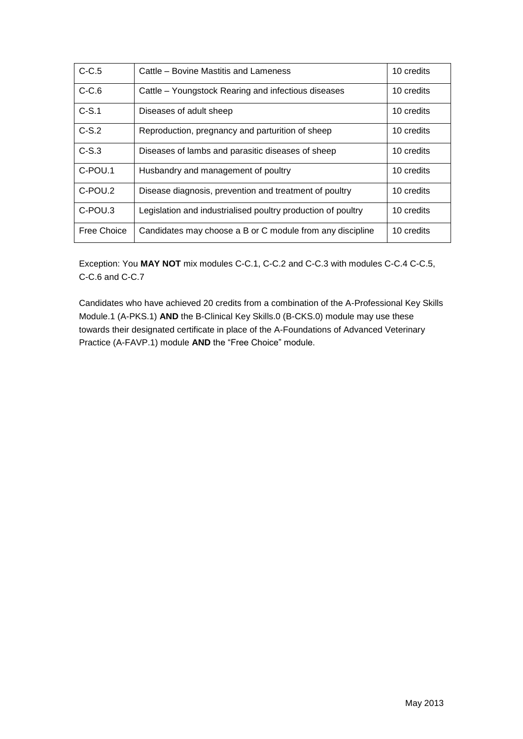| | | |
|---|---|---|
| C-C.5 | Cattle – Bovine Mastitis and Lameness | 10 credits |
| C-C.6 | Cattle – Youngstock Rearing and infectious diseases | 10 credits |
| C-S.1 | Diseases of adult sheep | 10 credits |
| C-S.2 | Reproduction, pregnancy and parturition of sheep | 10 credits |
| C-S.3 | Diseases of lambs and parasitic diseases of sheep | 10 credits |
| C-POU.1 | Husbandry and management of poultry | 10 credits |
| C-POU.2 | Disease diagnosis, prevention and treatment of poultry | 10 credits |
| C-POU.3 | Legislation and industrialised poultry production of poultry | 10 credits |
| Free Choice | Candidates may choose a B or C module from any discipline | 10 credits |

Exception: You **MAY NOT** mix modules C-C.1, C-C.2 and C-C.3 with modules C-C.4 C-C.5, C-C.6 and C-C.7

Candidates who have achieved 20 credits from a combination of the A-Professional Key Skills Module.1 (A-PKS.1) **AND** the B-Clinical Key Skills.0 (B-CKS.0) module may use these towards their designated certificate in place of the A-Foundations of Advanced Veterinary Practice (A-FAVP.1) module **AND** the "Free Choice" module.

May 2013